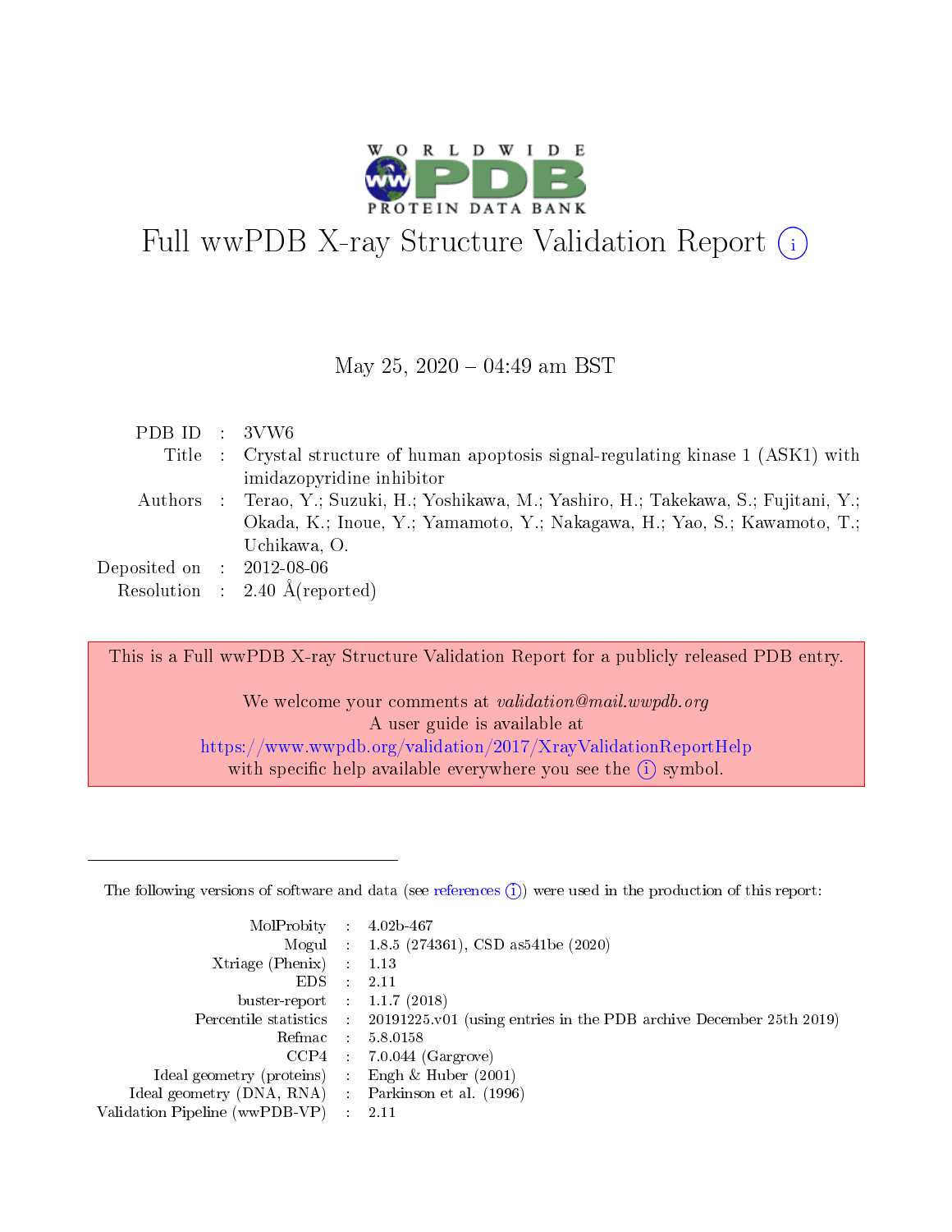# Full wwPDB X-ray Structure Validation Report ⓘ

May 25, 2020 – 04:49 am BST

| | | |
|---|---|---|
| PDB ID | : | 3VW6 |
| Title | : | Crystal structure of human apoptosis signal-regulating kinase 1 (ASK1) with imidazopyridine inhibitor |
| Authors | : | Terao, Y.; Suzuki, H.; Yoshikawa, M.; Yashiro, H.; Takekawa, S.; Fujitani, Y.; Okada, K.; Inoue, Y.; Yamamoto, Y.; Nakagawa, H.; Yao, S.; Kawamoto, T.; Uchikawa, O. |
| Deposited on | : | 2012-08-06 |
| Resolution | : | 2.40 Å(reported) |

This is a Full wwPDB X-ray Structure Validation Report for a publicly released PDB entry.

We welcome your comments at *validation@mail.wwpdb.org*
A user guide is available at
https://www.wwpdb.org/validation/2017/XrayValidationReportHelp
with specific help available everywhere you see the ⓘ symbol.

The following versions of software and data (see references ⓘ) were used in the production of this report:

| | | |
|---|---|---|
| MolProbity | : | 4.02b-467 |
| Mogul | : | 1.8.5 (274361), CSD as541be (2020) |
| Xtriage (Phenix) | : | 1.13 |
| EDS | : | 2.11 |
| buster-report | : | 1.1.7 (2018) |
| Percentile statistics | : | 20191225.v01 (using entries in the PDB archive December 25th 2019) |
| Refmac | : | 5.8.0158 |
| CCP4 | : | 7.0.044 (Gargrove) |
| Ideal geometry (proteins) | : | Engh & Huber (2001) |
| Ideal geometry (DNA, RNA) | : | Parkinson et al. (1996) |
| Validation Pipeline (wwPDB-VP) | : | 2.11 |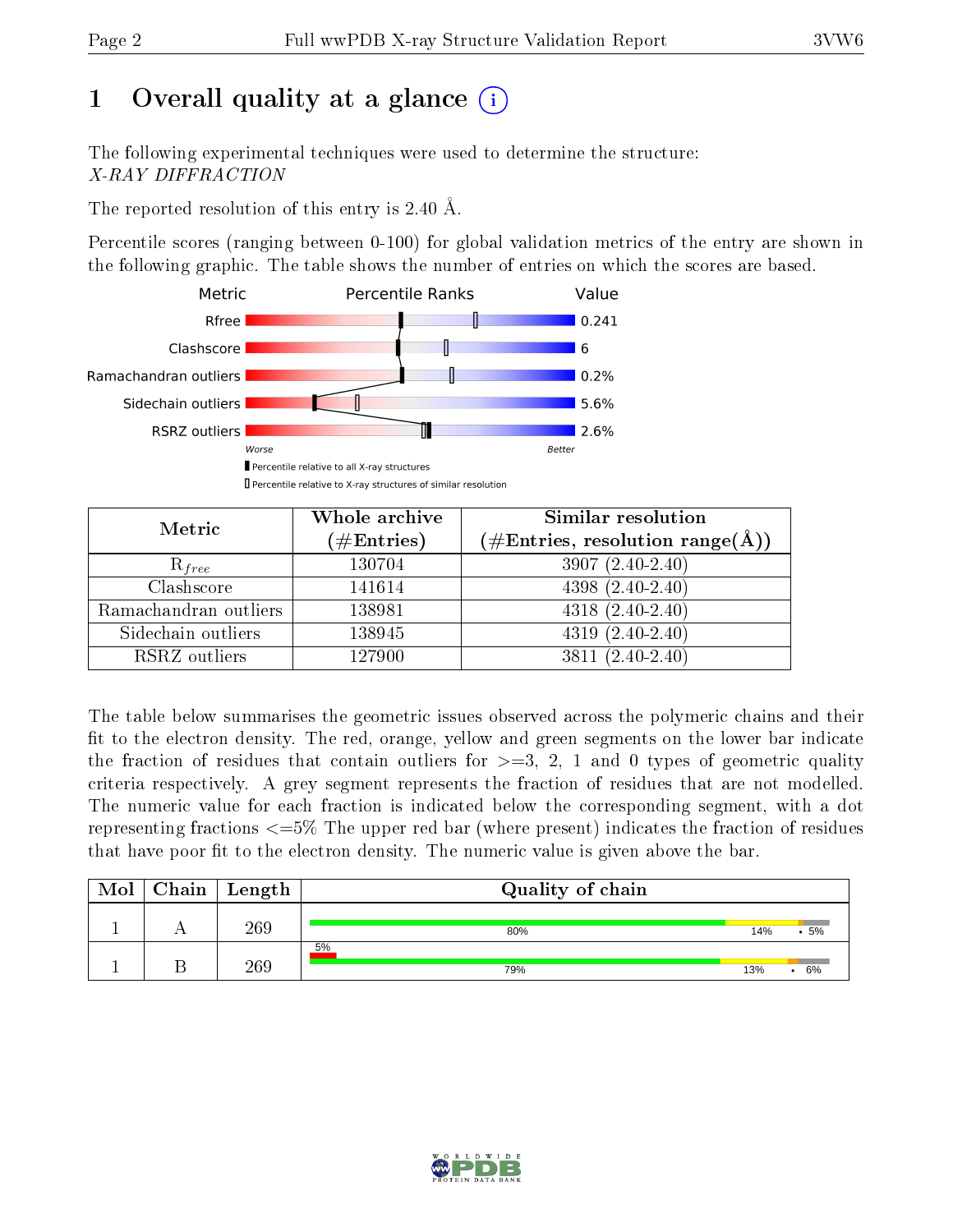# 1 Overall quality at a glance (i)

The following experimental techniques were used to determine the structure:
*X-RAY DIFFRACTION*

The reported resolution of this entry is 2.40 Å.

Percentile scores (ranging between 0-100) for global validation metrics of the entry are shown in the following graphic. The table shows the number of entries on which the scores are based.

| Metric | Value |
|---|---|
| Rfree | 0.241 |
| Clashscore | 6 |
| Ramachandran outliers | 0.2% |
| Sidechain outliers | 5.6% |
| RSRZ outliers | 2.6% |

Worse — Better

▮ Percentile relative to all X-ray structures
▯ Percentile relative to X-ray structures of similar resolution

| Metric | Whole archive (#Entries) | Similar resolution (#Entries, resolution range(Å)) |
|---|---|---|
| $R_{free}$ | 130704 | 3907 (2.40-2.40) |
| Clashscore | 141614 | 4398 (2.40-2.40) |
| Ramachandran outliers | 138981 | 4318 (2.40-2.40) |
| Sidechain outliers | 138945 | 4319 (2.40-2.40) |
| RSRZ outliers | 127900 | 3811 (2.40-2.40) |

The table below summarises the geometric issues observed across the polymeric chains and their fit to the electron density. The red, orange, yellow and green segments on the lower bar indicate the fraction of residues that contain outliers for >=3, 2, 1 and 0 types of geometric quality criteria respectively. A grey segment represents the fraction of residues that are not modelled. The numeric value for each fraction is indicated below the corresponding segment, with a dot representing fractions <=5% The upper red bar (where present) indicates the fraction of residues that have poor fit to the electron density. The numeric value is given above the bar.

| Mol | Chain | Length | Quality of chain |
|---|---|---|---|
| 1 | A | 269 | 80% · 14% · • · 5% |
| 1 | B | 269 | 5% (poor fit) / 79% · 13% · • · 6% |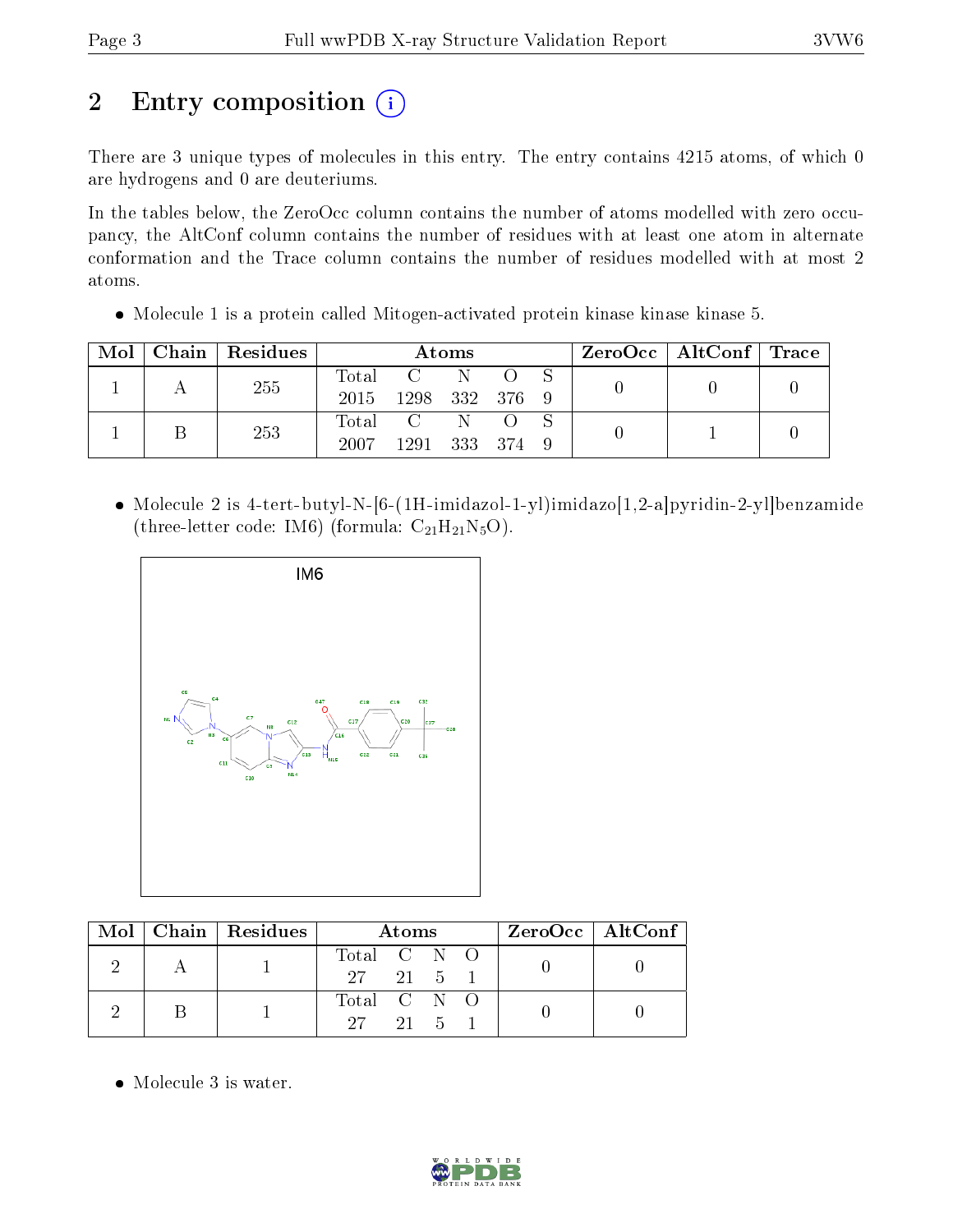# 2 Entry composition

There are 3 unique types of molecules in this entry. The entry contains 4215 atoms, of which 0 are hydrogens and 0 are deuteriums.

In the tables below, the ZeroOcc column contains the number of atoms modelled with zero occupancy, the AltConf column contains the number of residues with at least one atom in alternate conformation and the Trace column contains the number of residues modelled with at most 2 atoms.

- Molecule 1 is a protein called Mitogen-activated protein kinase kinase kinase 5.

| Mol | Chain | Residues | Atoms | | | | | ZeroOcc | AltConf | Trace |
|---|---|---|---|---|---|---|---|---|---|---|
| 1 | A | 255 | Total<br>2015 | C<br>1298 | N<br>332 | O<br>376 | S<br>9 | 0 | 0 | 0 |
| 1 | B | 253 | Total<br>2007 | C<br>1291 | N<br>333 | O<br>374 | S<br>9 | 0 | 1 | 0 |

- Molecule 2 is 4-tert-butyl-N-[6-(1H-imidazol-1-yl)imidazo[1,2-a]pyridin-2-yl]benzamide (three-letter code: IM6) (formula: $C_{21}H_{21}N_5O$).

| Mol | Chain | Residues | Atoms | | | | ZeroOcc | AltConf |
|---|---|---|---|---|---|---|---|---|
| 2 | A | 1 | Total<br>27 | C<br>21 | N<br>5 | O<br>1 | 0 | 0 |
| 2 | B | 1 | Total<br>27 | C<br>21 | N<br>5 | O<br>1 | 0 | 0 |

- Molecule 3 is water.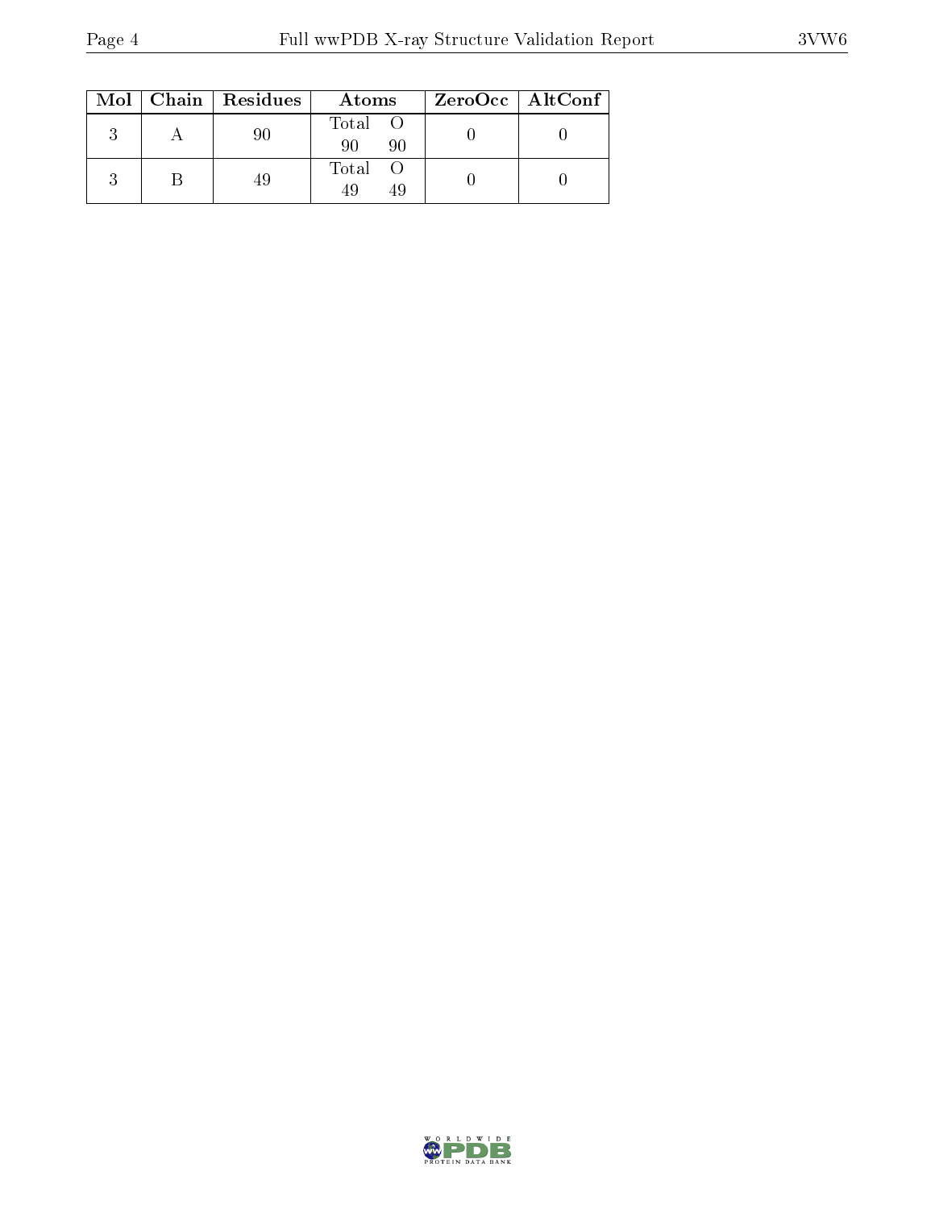| Mol | Chain | Residues | Atoms | | ZeroOcc | AltConf |
|---|---|---|---|---|---|---|
| 3 | A | 90 | Total<br>90 | O<br>90 | 0 | 0 |
| 3 | B | 49 | Total<br>49 | O<br>49 | 0 | 0 |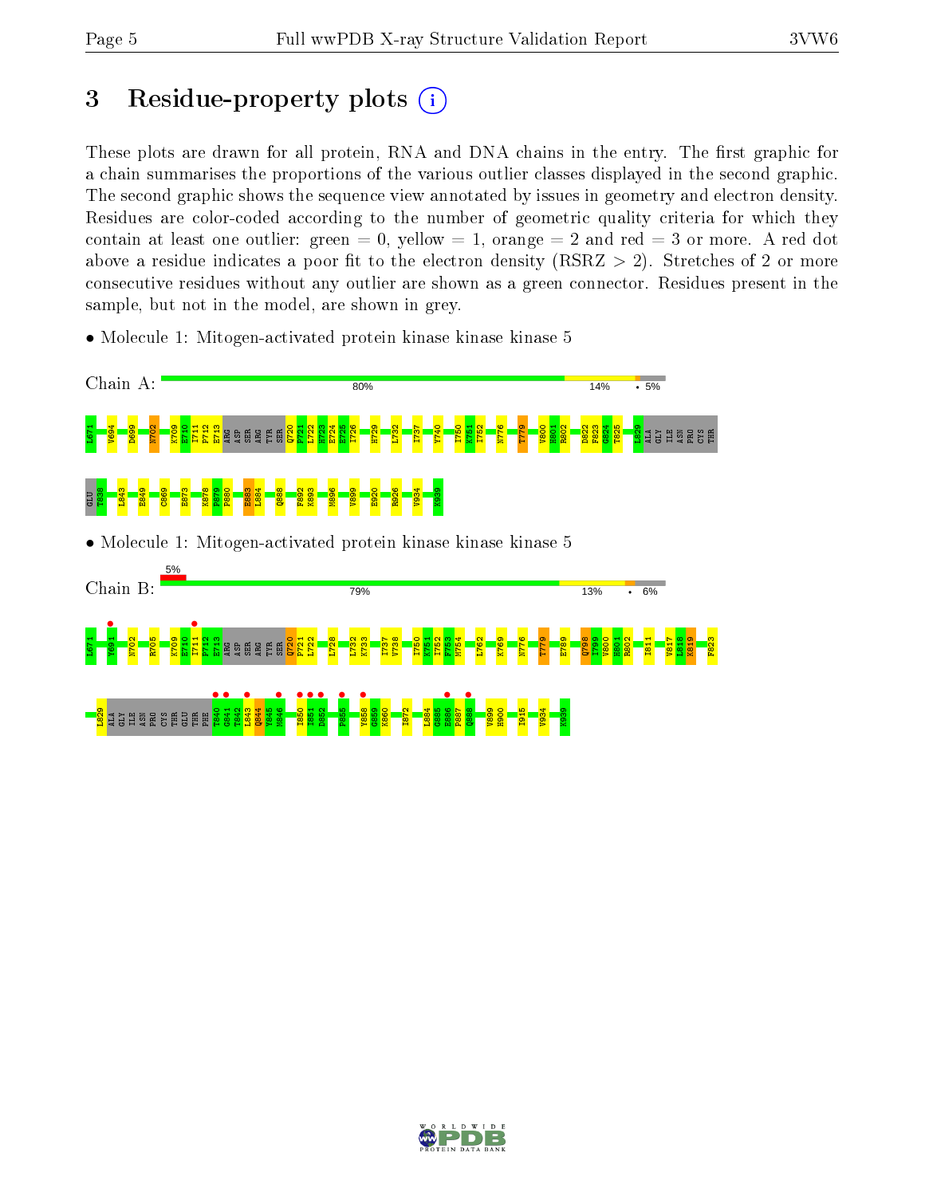# 3 Residue-property plots

These plots are drawn for all protein, RNA and DNA chains in the entry. The first graphic for a chain summarises the proportions of the various outlier classes displayed in the second graphic. The second graphic shows the sequence view annotated by issues in geometry and electron density. Residues are color-coded according to the number of geometric quality criteria for which they contain at least one outlier: green = 0, yellow = 1, orange = 2 and red = 3 or more. A red dot above a residue indicates a poor fit to the electron density (RSRZ > 2). Stretches of 2 or more consecutive residues without any outlier are shown as a green connector. Residues present in the sample, but not in the model, are shown in grey.

- Molecule 1: Mitogen-activated protein kinase kinase kinase 5

Chain A: 80% | 14% | • | 5%

L671 V694 D699 N702 K709 E710 I711 P712 E713 ARG ASP SER ARG TYR SER Q720 P721 L722 H723 E724 E725 I726 H729 L732 I737 Y740 I750 K751 I752 N776 T779 V800 H801 R802 D822 F823 G824 T825 L829 ALA GLY ILE ASN PRO CYS THR GLU T838 L843 E849 C869 E873 K878 P879 P880 E883 L884 Q888 F892 K893 M896 V899 E920 R926 V934 K939

- Molecule 1: Mitogen-activated protein kinase kinase kinase 5

Chain B: 5% | 79% | 13% | • | 6%

L671 Y694 N702 R705 K709 E710 I711 P712 E713 ARG ASP SER ARG TYR SER Q720 P721 L722 L728 L732 K733 I737 V738 I750 K751 I752 F753 M754 L762 K769 N776 T779 E789 Q798 I799 V800 H801 R802 I811 V817 L818 K819 F823 L829 ALA GLY ILE ASN PRO CYS THR GLU THR PHE T840 G841 T842 L843 Q844 Y845 M846 I850 I851 D852 P855 Y858 G859 K860 I872 L884 G885 E886 P887 Q888 V899 H900 I915 V934 K939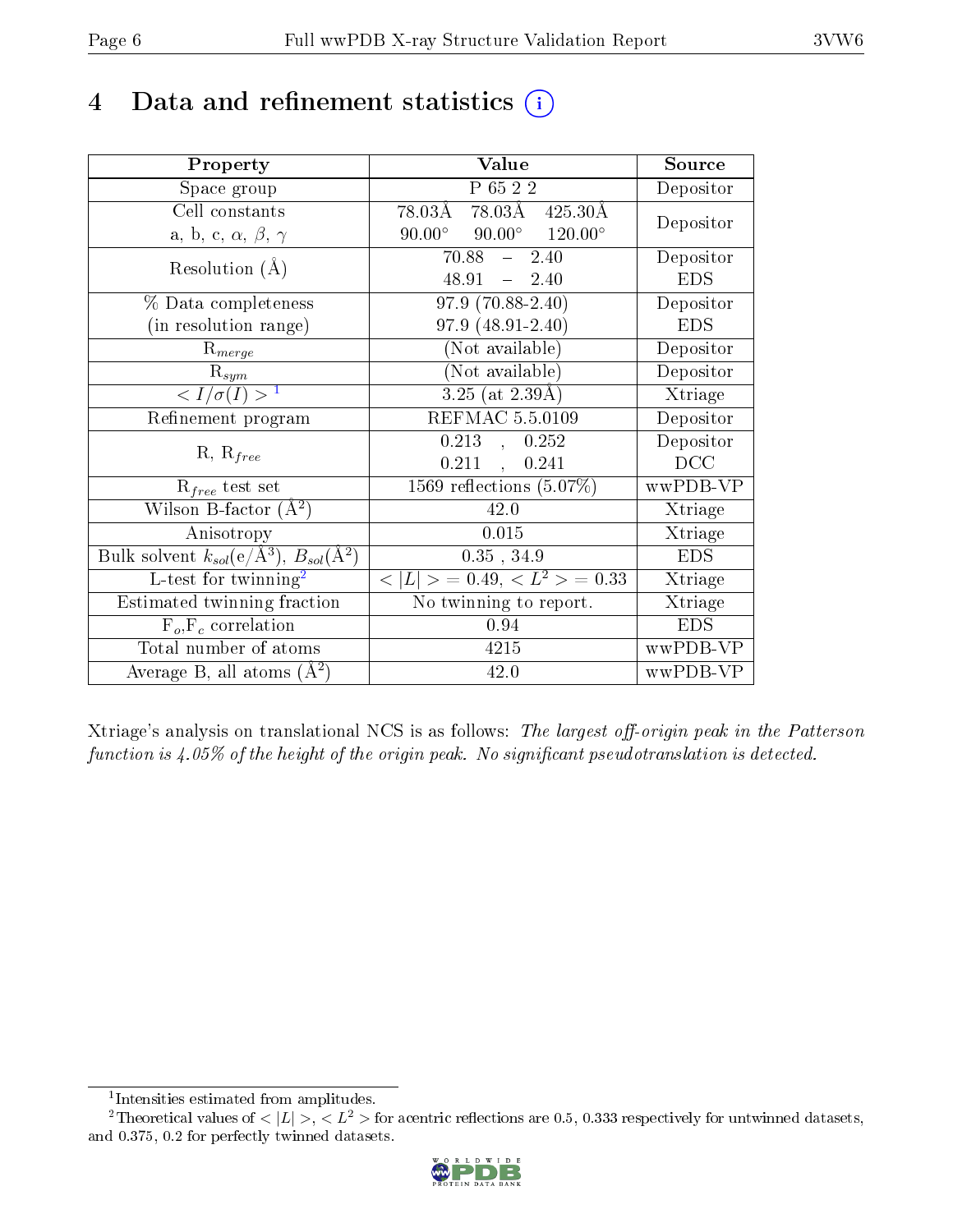# 4 Data and refinement statistics (i)

| Property | Value | Source |
|---|---|---|
| Space group | P 65 2 2 | Depositor |
| Cell constants<br>a, b, c, $\alpha$, $\beta$, $\gamma$ | 78.03Å 78.03Å 425.30Å<br>90.00° 90.00° 120.00° | Depositor |
| Resolution (Å) | 70.88 – 2.40<br>48.91 – 2.40 | Depositor<br>EDS |
| % Data completeness<br>(in resolution range) | 97.9 (70.88-2.40)<br>97.9 (48.91-2.40) | Depositor<br>EDS |
| $R_{merge}$ | (Not available) | Depositor |
| $R_{sym}$ | (Not available) | Depositor |
| $< I/\sigma(I) >$ [1] | 3.25 (at 2.39Å) | Xtriage |
| Refinement program | REFMAC 5.5.0109 | Depositor |
| R, $R_{free}$ | 0.213 , 0.252<br>0.211 , 0.241 | Depositor<br>DCC |
| $R_{free}$ test set | 1569 reflections (5.07%) | wwPDB-VP |
| Wilson B-factor (Å$^2$) | 42.0 | Xtriage |
| Anisotropy | 0.015 | Xtriage |
| Bulk solvent $k_{sol}$(e/Å$^3$), $B_{sol}$(Å$^2$) | 0.35 , 34.9 | EDS |
| L-test for twinning[2] | $< \|L\| >$ = 0.49, $< L^2 >$ = 0.33 | Xtriage |
| Estimated twinning fraction | No twinning to report. | Xtriage |
| $F_o$,$F_c$ correlation | 0.94 | EDS |
| Total number of atoms | 4215 | wwPDB-VP |
| Average B, all atoms (Å$^2$) | 42.0 | wwPDB-VP |

Xtriage's analysis on translational NCS is as follows: *The largest off-origin peak in the Patterson function is 4.05% of the height of the origin peak. No significant pseudotranslation is detected.*

[1] Intensities estimated from amplitudes.

[2] Theoretical values of $< |L| >$, $< L^2 >$ for acentric reflections are 0.5, 0.333 respectively for untwinned datasets, and 0.375, 0.2 for perfectly twinned datasets.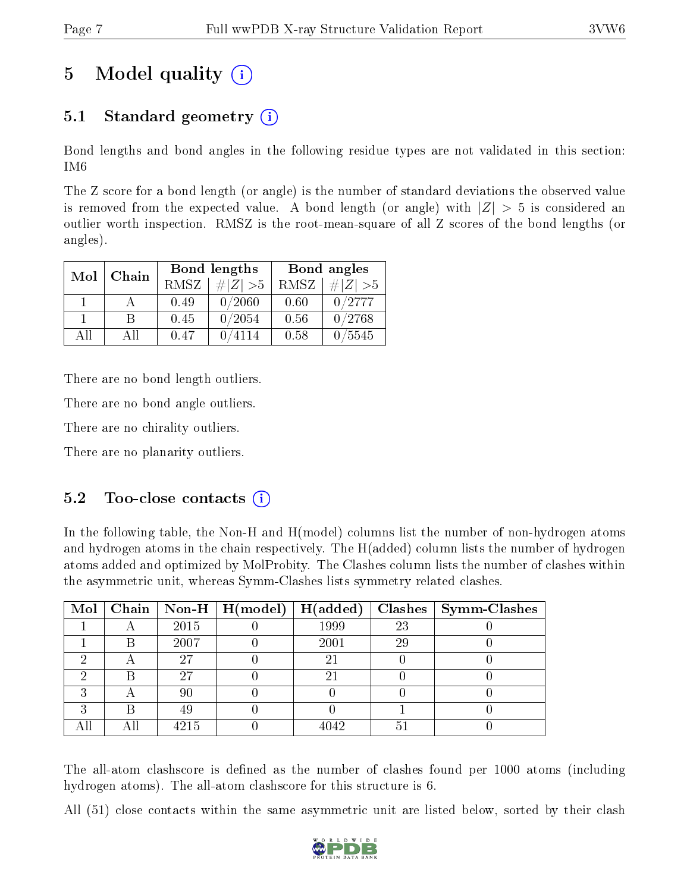# 5 Model quality (i)

## 5.1 Standard geometry (i)

Bond lengths and bond angles in the following residue types are not validated in this section: IM6

The Z score for a bond length (or angle) is the number of standard deviations the observed value is removed from the expected value. A bond length (or angle) with $|Z| > 5$ is considered an outlier worth inspection. RMSZ is the root-mean-square of all Z scores of the bond lengths (or angles).

| Mol | Chain | Bond lengths | | Bond angles | |
|---|---|---|---|---|---|
| | | RMSZ | $\#\|Z\| > 5$ | RMSZ | $\#\|Z\| > 5$ |
| 1 | A | 0.49 | 0/2060 | 0.60 | 0/2777 |
| 1 | B | 0.45 | 0/2054 | 0.56 | 0/2768 |
| All | All | 0.47 | 0/4114 | 0.58 | 0/5545 |

There are no bond length outliers.

There are no bond angle outliers.

There are no chirality outliers.

There are no planarity outliers.

## 5.2 Too-close contacts (i)

In the following table, the Non-H and H(model) columns list the number of non-hydrogen atoms and hydrogen atoms in the chain respectively. The H(added) column lists the number of hydrogen atoms added and optimized by MolProbity. The Clashes column lists the number of clashes within the asymmetric unit, whereas Symm-Clashes lists symmetry related clashes.

| Mol | Chain | Non-H | H(model) | H(added) | Clashes | Symm-Clashes |
|---|---|---|---|---|---|---|
| 1 | A | 2015 | 0 | 1999 | 23 | 0 |
| 1 | B | 2007 | 0 | 2001 | 29 | 0 |
| 2 | A | 27 | 0 | 21 | 0 | 0 |
| 2 | B | 27 | 0 | 21 | 0 | 0 |
| 3 | A | 90 | 0 | 0 | 0 | 0 |
| 3 | B | 49 | 0 | 0 | 1 | 0 |
| All | All | 4215 | 0 | 4042 | 51 | 0 |

The all-atom clashscore is defined as the number of clashes found per 1000 atoms (including hydrogen atoms). The all-atom clashscore for this structure is 6.

All (51) close contacts within the same asymmetric unit are listed below, sorted by their clash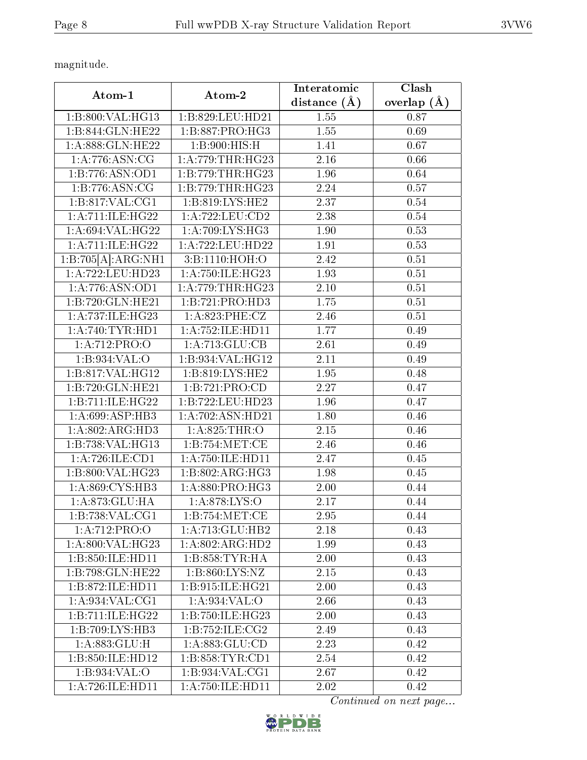magnitude.

| Atom-1 | Atom-2 | Interatomic distance (Å) | Clash overlap (Å) |
| --- | --- | --- | --- |
| 1:B:800:VAL:HG13 | 1:B:829:LEU:HD21 | 1.55 | 0.87 |
| 1:B:844:GLN:HE22 | 1:B:887:PRO:HG3 | 1.55 | 0.69 |
| 1:A:888:GLN:HE22 | 1:B:900:HIS:H | 1.41 | 0.67 |
| 1:A:776:ASN:CG | 1:A:779:THR:HG23 | 2.16 | 0.66 |
| 1:B:776:ASN:OD1 | 1:B:779:THR:HG23 | 1.96 | 0.64 |
| 1:B:776:ASN:CG | 1:B:779:THR:HG23 | 2.24 | 0.57 |
| 1:B:817:VAL:CG1 | 1:B:819:LYS:HE2 | 2.37 | 0.54 |
| 1:A:711:ILE:HG22 | 1:A:722:LEU:CD2 | 2.38 | 0.54 |
| 1:A:694:VAL:HG22 | 1:A:709:LYS:HG3 | 1.90 | 0.53 |
| 1:A:711:ILE:HG22 | 1:A:722:LEU:HD22 | 1.91 | 0.53 |
| 1:B:705[A]:ARG:NH1 | 3:B:1110:HOH:O | 2.42 | 0.51 |
| 1:A:722:LEU:HD23 | 1:A:750:ILE:HG23 | 1.93 | 0.51 |
| 1:A:776:ASN:OD1 | 1:A:779:THR:HG23 | 2.10 | 0.51 |
| 1:B:720:GLN:HE21 | 1:B:721:PRO:HD3 | 1.75 | 0.51 |
| 1:A:737:ILE:HG23 | 1:A:823:PHE:CZ | 2.46 | 0.51 |
| 1:A:740:TYR:HD1 | 1:A:752:ILE:HD11 | 1.77 | 0.49 |
| 1:A:712:PRO:O | 1:A:713:GLU:CB | 2.61 | 0.49 |
| 1:B:934:VAL:O | 1:B:934:VAL:HG12 | 2.11 | 0.49 |
| 1:B:817:VAL:HG12 | 1:B:819:LYS:HE2 | 1.95 | 0.48 |
| 1:B:720:GLN:HE21 | 1:B:721:PRO:CD | 2.27 | 0.47 |
| 1:B:711:ILE:HG22 | 1:B:722:LEU:HD23 | 1.96 | 0.47 |
| 1:A:699:ASP:HB3 | 1:A:702:ASN:HD21 | 1.80 | 0.46 |
| 1:A:802:ARG:HD3 | 1:A:825:THR:O | 2.15 | 0.46 |
| 1:B:738:VAL:HG13 | 1:B:754:MET:CE | 2.46 | 0.46 |
| 1:A:726:ILE:CD1 | 1:A:750:ILE:HD11 | 2.47 | 0.45 |
| 1:B:800:VAL:HG23 | 1:B:802:ARG:HG3 | 1.98 | 0.45 |
| 1:A:869:CYS:HB3 | 1:A:880:PRO:HG3 | 2.00 | 0.44 |
| 1:A:873:GLU:HA | 1:A:878:LYS:O | 2.17 | 0.44 |
| 1:B:738:VAL:CG1 | 1:B:754:MET:CE | 2.95 | 0.44 |
| 1:A:712:PRO:O | 1:A:713:GLU:HB2 | 2.18 | 0.43 |
| 1:A:800:VAL:HG23 | 1:A:802:ARG:HD2 | 1.99 | 0.43 |
| 1:B:850:ILE:HD11 | 1:B:858:TYR:HA | 2.00 | 0.43 |
| 1:B:798:GLN:HE22 | 1:B:860:LYS:NZ | 2.15 | 0.43 |
| 1:B:872:ILE:HD11 | 1:B:915:ILE:HG21 | 2.00 | 0.43 |
| 1:A:934:VAL:CG1 | 1:A:934:VAL:O | 2.66 | 0.43 |
| 1:B:711:ILE:HG22 | 1:B:750:ILE:HG23 | 2.00 | 0.43 |
| 1:B:709:LYS:HB3 | 1:B:752:ILE:CG2 | 2.49 | 0.43 |
| 1:A:883:GLU:H | 1:A:883:GLU:CD | 2.23 | 0.42 |
| 1:B:850:ILE:HD12 | 1:B:858:TYR:CD1 | 2.54 | 0.42 |
| 1:B:934:VAL:O | 1:B:934:VAL:CG1 | 2.67 | 0.42 |
| 1:A:726:ILE:HD11 | 1:A:750:ILE:HD11 | 2.02 | 0.42 |

*Continued on next page...*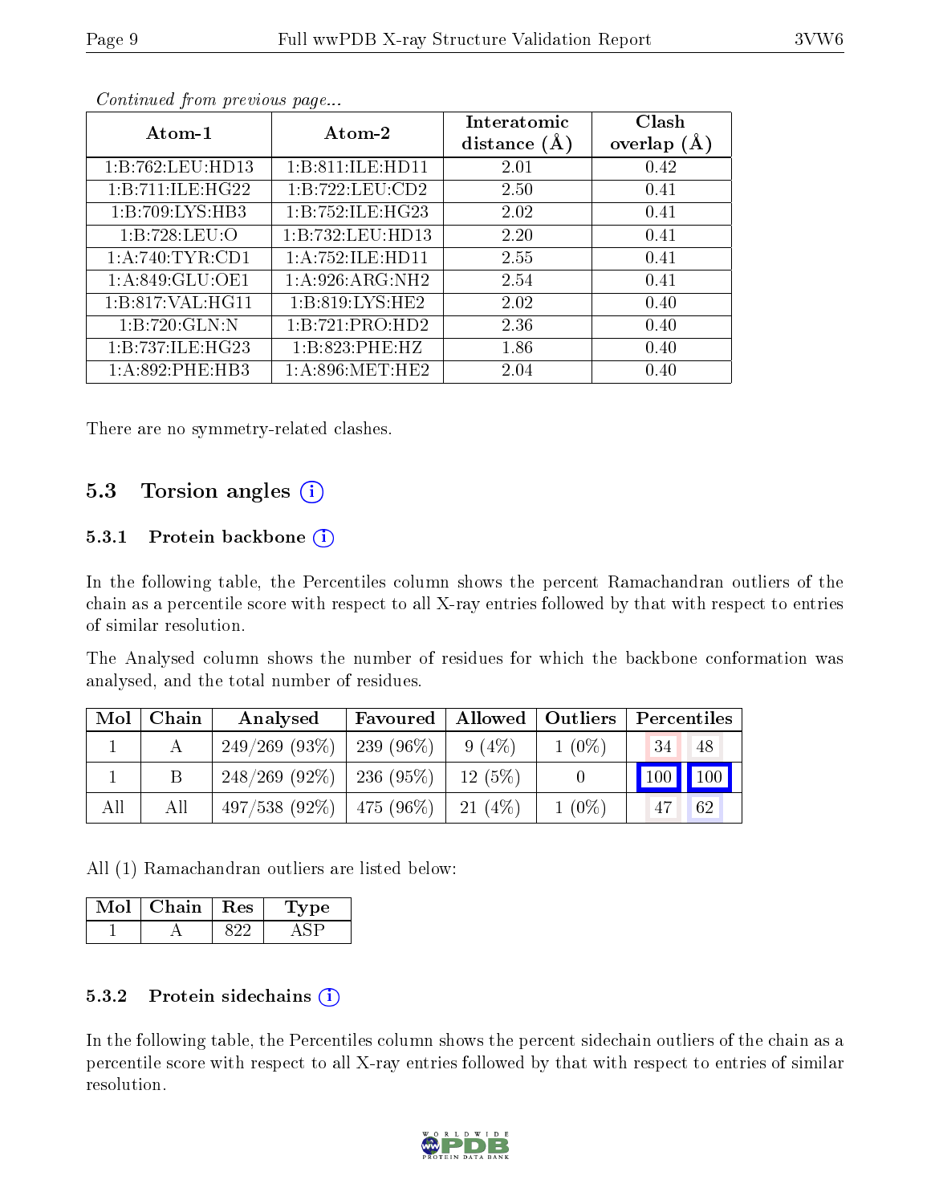*Continued from previous page...*

| Atom-1 | Atom-2 | Interatomic distance (Å) | Clash overlap (Å) |
|---|---|---|---|
| 1:B:762:LEU:HD13 | 1:B:811:ILE:HD11 | 2.01 | 0.42 |
| 1:B:711:ILE:HG22 | 1:B:722:LEU:CD2 | 2.50 | 0.41 |
| 1:B:709:LYS:HB3 | 1:B:752:ILE:HG23 | 2.02 | 0.41 |
| 1:B:728:LEU:O | 1:B:732:LEU:HD13 | 2.20 | 0.41 |
| 1:A:740:TYR:CD1 | 1:A:752:ILE:HD11 | 2.55 | 0.41 |
| 1:A:849:GLU:OE1 | 1:A:926:ARG:NH2 | 2.54 | 0.41 |
| 1:B:817:VAL:HG11 | 1:B:819:LYS:HE2 | 2.02 | 0.40 |
| 1:B:720:GLN:N | 1:B:721:PRO:HD2 | 2.36 | 0.40 |
| 1:B:737:ILE:HG23 | 1:B:823:PHE:HZ | 1.86 | 0.40 |
| 1:A:892:PHE:HB3 | 1:A:896:MET:HE2 | 2.04 | 0.40 |

There are no symmetry-related clashes.

## 5.3 Torsion angles

### 5.3.1 Protein backbone

In the following table, the Percentiles column shows the percent Ramachandran outliers of the chain as a percentile score with respect to all X-ray entries followed by that with respect to entries of similar resolution.

The Analysed column shows the number of residues for which the backbone conformation was analysed, and the total number of residues.

| Mol | Chain | Analysed | Favoured | Allowed | Outliers | Percentiles | |
|---|---|---|---|---|---|---|---|
| 1 | A | 249/269 (93%) | 239 (96%) | 9 (4%) | 1 (0%) | 34 | 48 |
| 1 | B | 248/269 (92%) | 236 (95%) | 12 (5%) | 0 | 100 | 100 |
| All | All | 497/538 (92%) | 475 (96%) | 21 (4%) | 1 (0%) | 47 | 62 |

All (1) Ramachandran outliers are listed below:

| Mol | Chain | Res | Type |
|---|---|---|---|
| 1 | A | 822 | ASP |

### 5.3.2 Protein sidechains

In the following table, the Percentiles column shows the percent sidechain outliers of the chain as a percentile score with respect to all X-ray entries followed by that with respect to entries of similar resolution.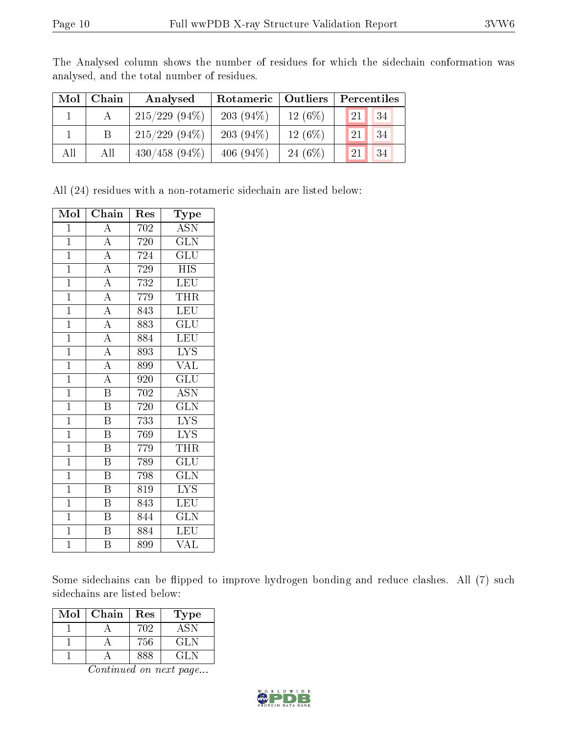The Analysed column shows the number of residues for which the sidechain conformation was analysed, and the total number of residues.

| Mol | Chain | Analysed | Rotameric | Outliers | Percentiles | |
|---|---|---|---|---|---|---|
| 1 | A | 215/229 (94%) | 203 (94%) | 12 (6%) | 21 | 34 |
| 1 | B | 215/229 (94%) | 203 (94%) | 12 (6%) | 21 | 34 |
| All | All | 430/458 (94%) | 406 (94%) | 24 (6%) | 21 | 34 |

All (24) residues with a non-rotameric sidechain are listed below:

| Mol | Chain | Res | Type |
|---|---|---|---|
| 1 | A | 702 | ASN |
| 1 | A | 720 | GLN |
| 1 | A | 724 | GLU |
| 1 | A | 729 | HIS |
| 1 | A | 732 | LEU |
| 1 | A | 779 | THR |
| 1 | A | 843 | LEU |
| 1 | A | 883 | GLU |
| 1 | A | 884 | LEU |
| 1 | A | 893 | LYS |
| 1 | A | 899 | VAL |
| 1 | A | 920 | GLU |
| 1 | B | 702 | ASN |
| 1 | B | 720 | GLN |
| 1 | B | 733 | LYS |
| 1 | B | 769 | LYS |
| 1 | B | 779 | THR |
| 1 | B | 789 | GLU |
| 1 | B | 798 | GLN |
| 1 | B | 819 | LYS |
| 1 | B | 843 | LEU |
| 1 | B | 844 | GLN |
| 1 | B | 884 | LEU |
| 1 | B | 899 | VAL |

Some sidechains can be flipped to improve hydrogen bonding and reduce clashes. All (7) such sidechains are listed below:

| Mol | Chain | Res | Type |
|---|---|---|---|
| 1 | A | 702 | ASN |
| 1 | A | 756 | GLN |
| 1 | A | 888 | GLN |

*Continued on next page...*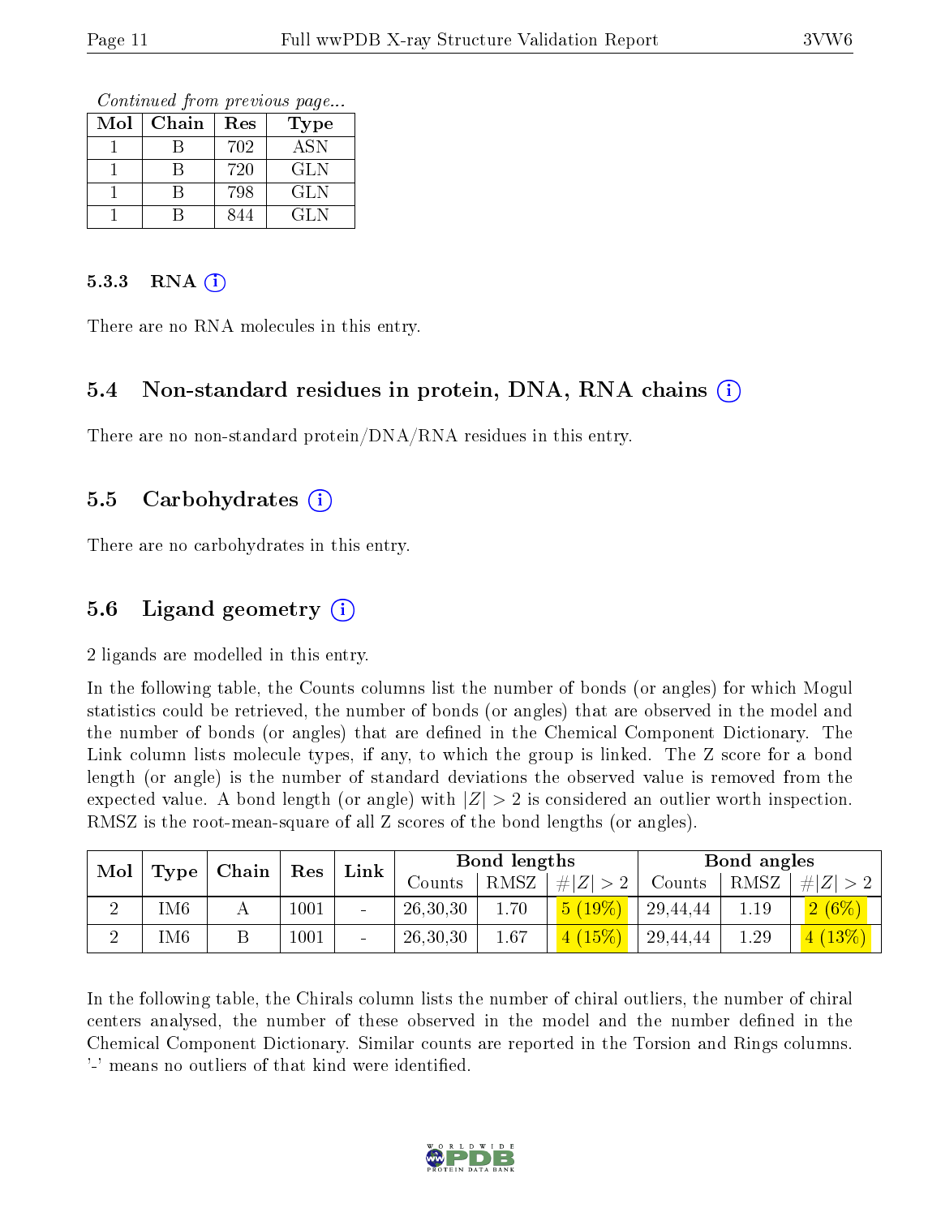*Continued from previous page...*

| Mol | Chain | Res | Type |
|---|---|---|---|
| 1 | B | 702 | ASN |
| 1 | B | 720 | GLN |
| 1 | B | 798 | GLN |
| 1 | B | 844 | GLN |

### 5.3.3 RNA (i)

There are no RNA molecules in this entry.

## 5.4 Non-standard residues in protein, DNA, RNA chains (i)

There are no non-standard protein/DNA/RNA residues in this entry.

## 5.5 Carbohydrates (i)

There are no carbohydrates in this entry.

## 5.6 Ligand geometry (i)

2 ligands are modelled in this entry.

In the following table, the Counts columns list the number of bonds (or angles) for which Mogul statistics could be retrieved, the number of bonds (or angles) that are observed in the model and the number of bonds (or angles) that are defined in the Chemical Component Dictionary. The Link column lists molecule types, if any, to which the group is linked. The Z score for a bond length (or angle) is the number of standard deviations the observed value is removed from the expected value. A bond length (or angle) with $|Z| > 2$ is considered an outlier worth inspection. RMSZ is the root-mean-square of all Z scores of the bond lengths (or angles).

| Mol | Type | Chain | Res | Link | Bond lengths | | | Bond angles | | |
|---|---|---|---|---|---|---|---|---|---|---|
| | | | | | Counts | RMSZ | $\#\|Z\| > 2$ | Counts | RMSZ | $\#\|Z\| > 2$ |
| 2 | IM6 | A | 1001 | - | 26,30,30 | 1.70 | 5 (19%) | 29,44,44 | 1.19 | 2 (6%) |
| 2 | IM6 | B | 1001 | - | 26,30,30 | 1.67 | 4 (15%) | 29,44,44 | 1.29 | 4 (13%) |

In the following table, the Chirals column lists the number of chiral outliers, the number of chiral centers analysed, the number of these observed in the model and the number defined in the Chemical Component Dictionary. Similar counts are reported in the Torsion and Rings columns. '-' means no outliers of that kind were identified.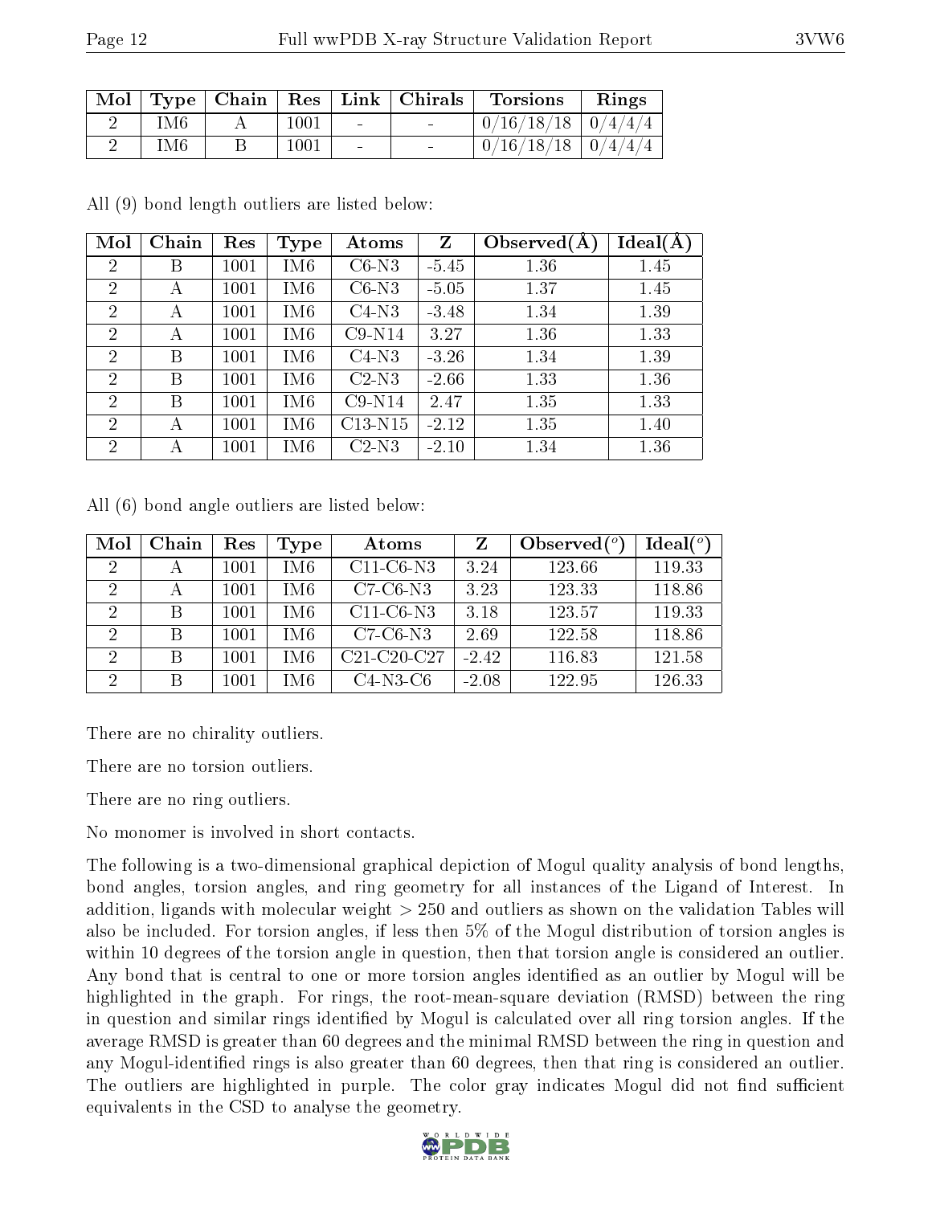| Mol | Type | Chain | Res | Link | Chirals | Torsions | Rings |
|---|---|---|---|---|---|---|---|
| 2 | IM6 | A | 1001 | - | - | 0/16/18/18 | 0/4/4/4 |
| 2 | IM6 | B | 1001 | - | - | 0/16/18/18 | 0/4/4/4 |

All (9) bond length outliers are listed below:

| Mol | Chain | Res | Type | Atoms | Z | Observed(Å) | Ideal(Å) |
|---|---|---|---|---|---|---|---|
| 2 | B | 1001 | IM6 | C6-N3 | -5.45 | 1.36 | 1.45 |
| 2 | A | 1001 | IM6 | C6-N3 | -5.05 | 1.37 | 1.45 |
| 2 | A | 1001 | IM6 | C4-N3 | -3.48 | 1.34 | 1.39 |
| 2 | A | 1001 | IM6 | C9-N14 | 3.27 | 1.36 | 1.33 |
| 2 | B | 1001 | IM6 | C4-N3 | -3.26 | 1.34 | 1.39 |
| 2 | B | 1001 | IM6 | C2-N3 | -2.66 | 1.33 | 1.36 |
| 2 | B | 1001 | IM6 | C9-N14 | 2.47 | 1.35 | 1.33 |
| 2 | A | 1001 | IM6 | C13-N15 | -2.12 | 1.35 | 1.40 |
| 2 | A | 1001 | IM6 | C2-N3 | -2.10 | 1.34 | 1.36 |

All (6) bond angle outliers are listed below:

| Mol | Chain | Res | Type | Atoms | Z | Observed(°) | Ideal(°) |
|---|---|---|---|---|---|---|---|
| 2 | A | 1001 | IM6 | C11-C6-N3 | 3.24 | 123.66 | 119.33 |
| 2 | A | 1001 | IM6 | C7-C6-N3 | 3.23 | 123.33 | 118.86 |
| 2 | B | 1001 | IM6 | C11-C6-N3 | 3.18 | 123.57 | 119.33 |
| 2 | B | 1001 | IM6 | C7-C6-N3 | 2.69 | 122.58 | 118.86 |
| 2 | B | 1001 | IM6 | C21-C20-C27 | -2.42 | 116.83 | 121.58 |
| 2 | B | 1001 | IM6 | C4-N3-C6 | -2.08 | 122.95 | 126.33 |

There are no chirality outliers.

There are no torsion outliers.

There are no ring outliers.

No monomer is involved in short contacts.

The following is a two-dimensional graphical depiction of Mogul quality analysis of bond lengths, bond angles, torsion angles, and ring geometry for all instances of the Ligand of Interest. In addition, ligands with molecular weight > 250 and outliers as shown on the validation Tables will also be included. For torsion angles, if less then 5% of the Mogul distribution of torsion angles is within 10 degrees of the torsion angle in question, then that torsion angle is considered an outlier. Any bond that is central to one or more torsion angles identified as an outlier by Mogul will be highlighted in the graph. For rings, the root-mean-square deviation (RMSD) between the ring in question and similar rings identified by Mogul is calculated over all ring torsion angles. If the average RMSD is greater than 60 degrees and the minimal RMSD between the ring in question and any Mogul-identified rings is also greater than 60 degrees, then that ring is considered an outlier. The outliers are highlighted in purple. The color gray indicates Mogul did not find sufficient equivalents in the CSD to analyse the geometry.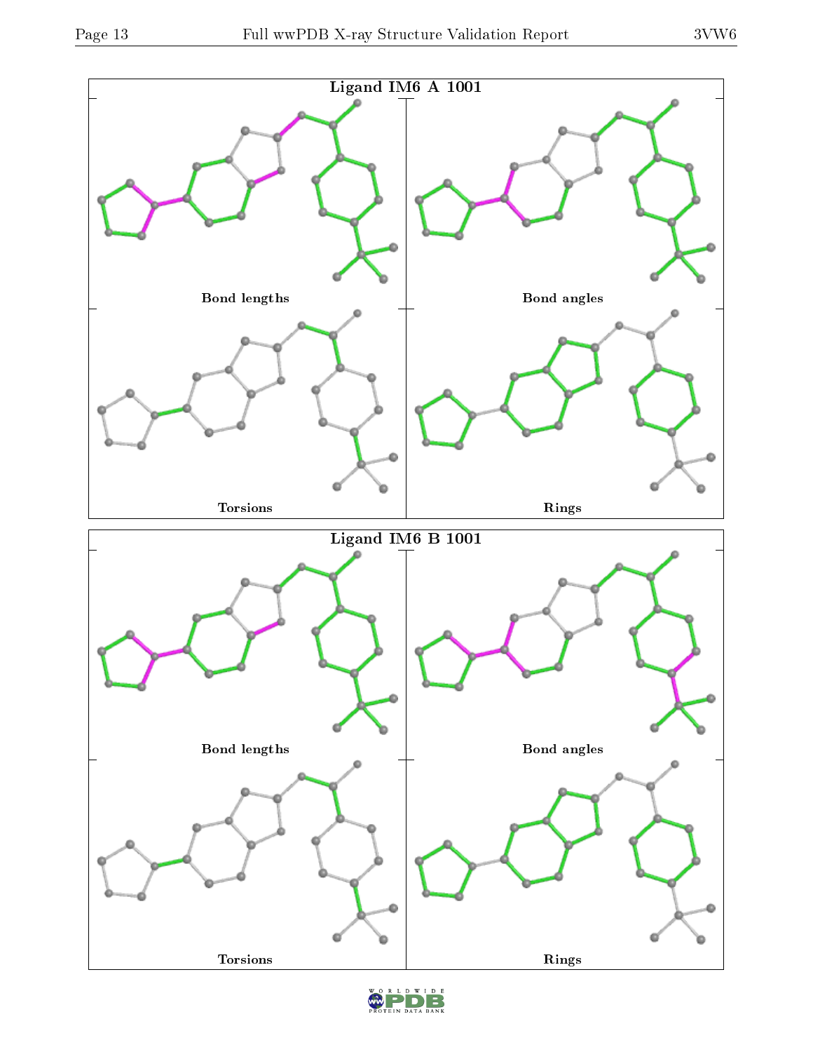Ligand IM6 A 1001

Bond lengths

Bond angles

Torsions

Rings

Ligand IM6 B 1001

Bond lengths

Bond angles

Torsions

Rings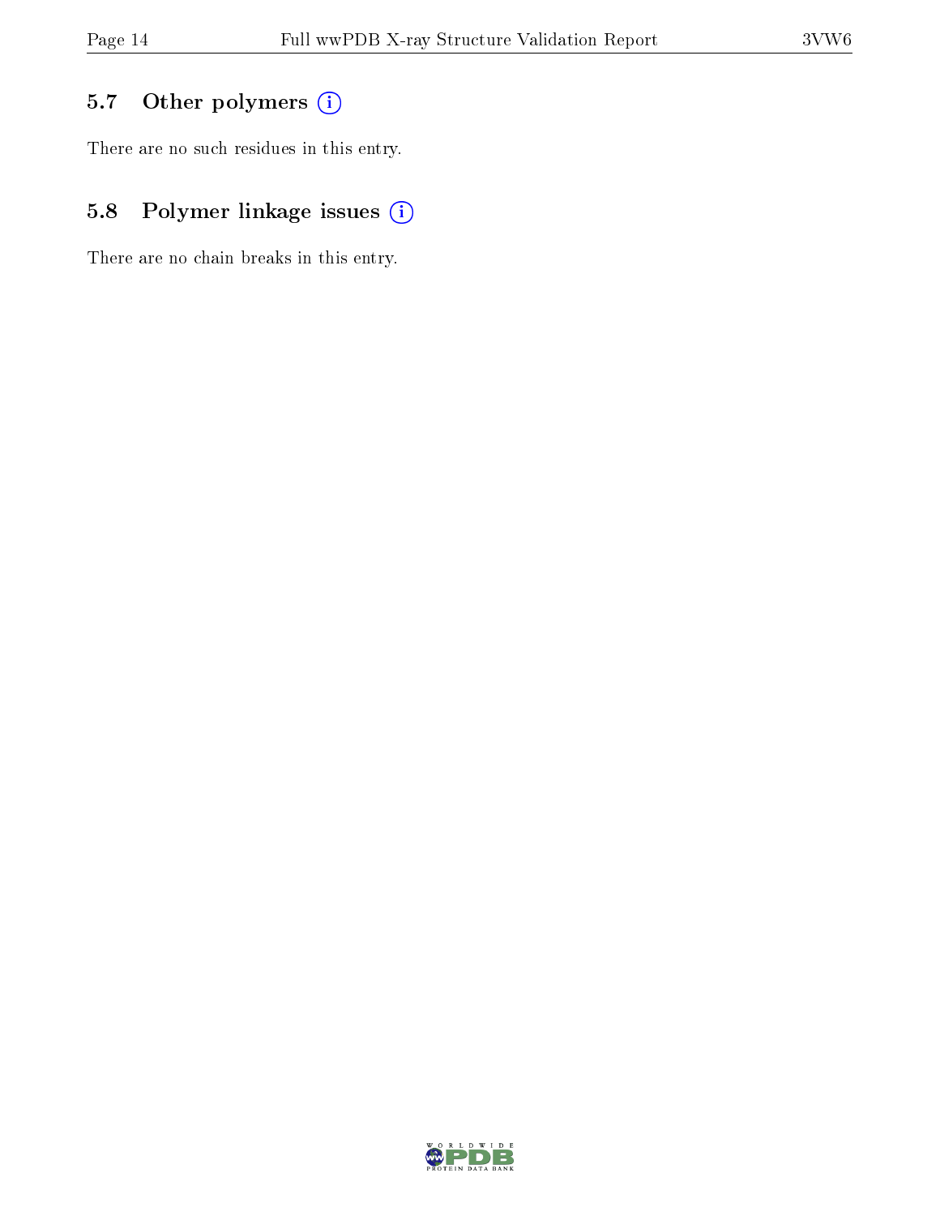### 5.7 Other polymers

There are no such residues in this entry.

### 5.8 Polymer linkage issues

There are no chain breaks in this entry.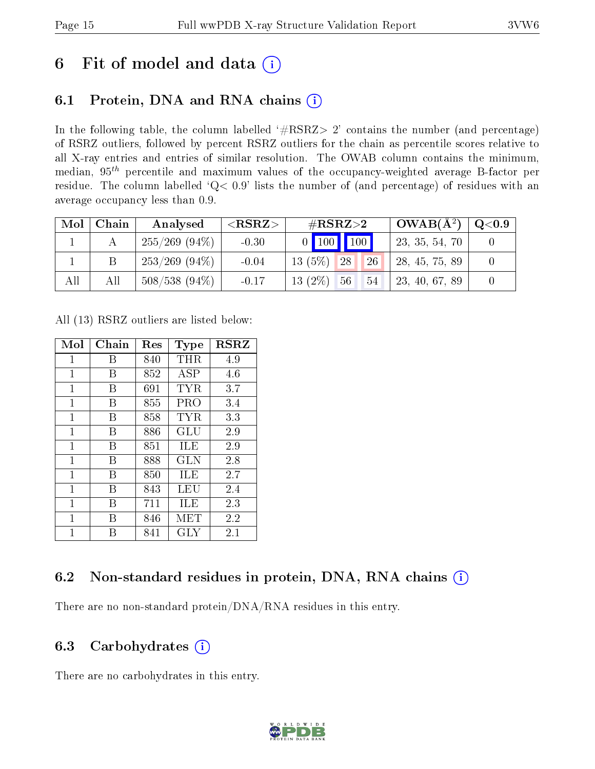# 6 Fit of model and data

## 6.1 Protein, DNA and RNA chains

In the following table, the column labelled '#RSRZ> 2' contains the number (and percentage) of RSRZ outliers, followed by percent RSRZ outliers for the chain as percentile scores relative to all X-ray entries and entries of similar resolution. The OWAB column contains the minimum, median, $95^{th}$ percentile and maximum values of the occupancy-weighted average B-factor per residue. The column labelled 'Q< 0.9' lists the number of (and percentage) of residues with an average occupancy less than 0.9.

| Mol | Chain | Analysed | <RSRZ> | #RSRZ>2 | | | OWAB(Å$^2$) | Q<0.9 |
|---|---|---|---|---|---|---|---|---|
| 1 | A | 255/269 (94%) | -0.30 | 0 | 100 | 100 | 23, 35, 54, 70 | 0 |
| 1 | B | 253/269 (94%) | -0.04 | 13 (5%) | 28 | 26 | 28, 45, 75, 89 | 0 |
| All | All | 508/538 (94%) | -0.17 | 13 (2%) | 56 | 54 | 23, 40, 67, 89 | 0 |

All (13) RSRZ outliers are listed below:

| Mol | Chain | Res | Type | RSRZ |
|---|---|---|---|---|
| 1 | B | 840 | THR | 4.9 |
| 1 | B | 852 | ASP | 4.6 |
| 1 | B | 691 | TYR | 3.7 |
| 1 | B | 855 | PRO | 3.4 |
| 1 | B | 858 | TYR | 3.3 |
| 1 | B | 886 | GLU | 2.9 |
| 1 | B | 851 | ILE | 2.9 |
| 1 | B | 888 | GLN | 2.8 |
| 1 | B | 850 | ILE | 2.7 |
| 1 | B | 843 | LEU | 2.4 |
| 1 | B | 711 | ILE | 2.3 |
| 1 | B | 846 | MET | 2.2 |
| 1 | B | 841 | GLY | 2.1 |

## 6.2 Non-standard residues in protein, DNA, RNA chains

There are no non-standard protein/DNA/RNA residues in this entry.

## 6.3 Carbohydrates

There are no carbohydrates in this entry.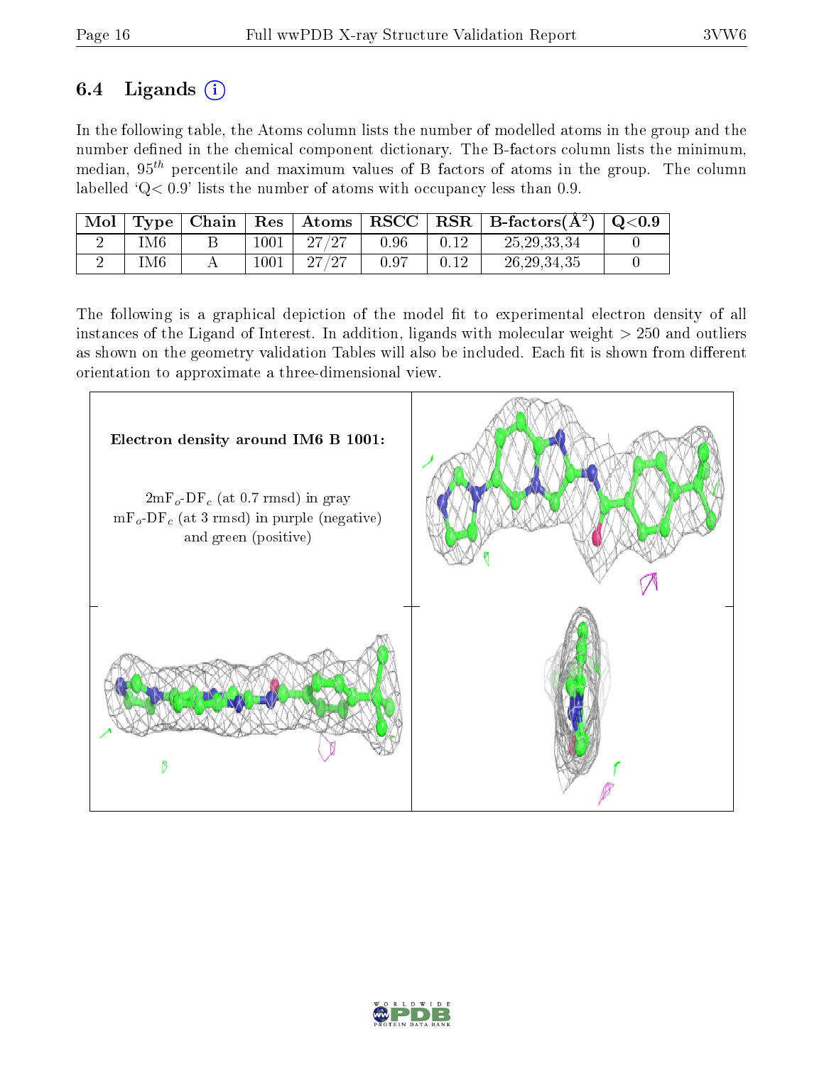## 6.4 Ligands ⓘ

In the following table, the Atoms column lists the number of modelled atoms in the group and the number defined in the chemical component dictionary. The B-factors column lists the minimum, median, $95^{th}$ percentile and maximum values of B factors of atoms in the group. The column labelled 'Q< 0.9' lists the number of atoms with occupancy less than 0.9.

| Mol | Type | Chain | Res | Atoms | RSCC | RSR | B-factors($Å^2$) | Q<0.9 |
|---|---|---|---|---|---|---|---|---|
| 2 | IM6 | B | 1001 | 27/27 | 0.96 | 0.12 | 25,29,33,34 | 0 |
| 2 | IM6 | A | 1001 | 27/27 | 0.97 | 0.12 | 26,29,34,35 | 0 |

The following is a graphical depiction of the model fit to experimental electron density of all instances of the Ligand of Interest. In addition, ligands with molecular weight > 250 and outliers as shown on the geometry validation Tables will also be included. Each fit is shown from different orientation to approximate a three-dimensional view.

**Electron density around IM6 B 1001:**

$2mF_o$-$DF_c$ (at 0.7 rmsd) in gray
$mF_o$-$DF_c$ (at 3 rmsd) in purple (negative) and green (positive)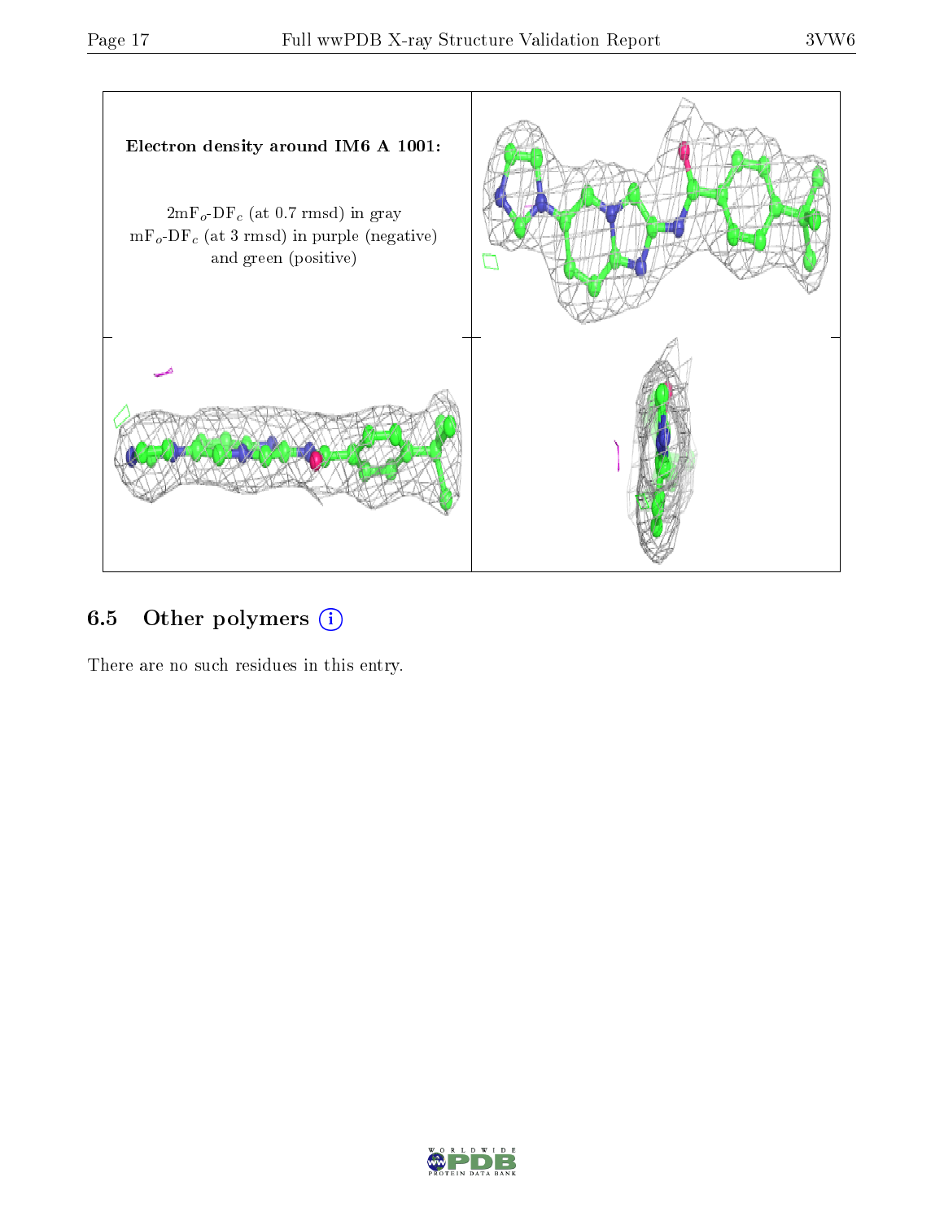**Electron density around IM6 A 1001:**

$2mF_o$-$DF_c$ (at 0.7 rmsd) in gray
$mF_o$-$DF_c$ (at 3 rmsd) in purple (negative)
and green (positive)

## 6.5 Other polymers (i)

There are no such residues in this entry.